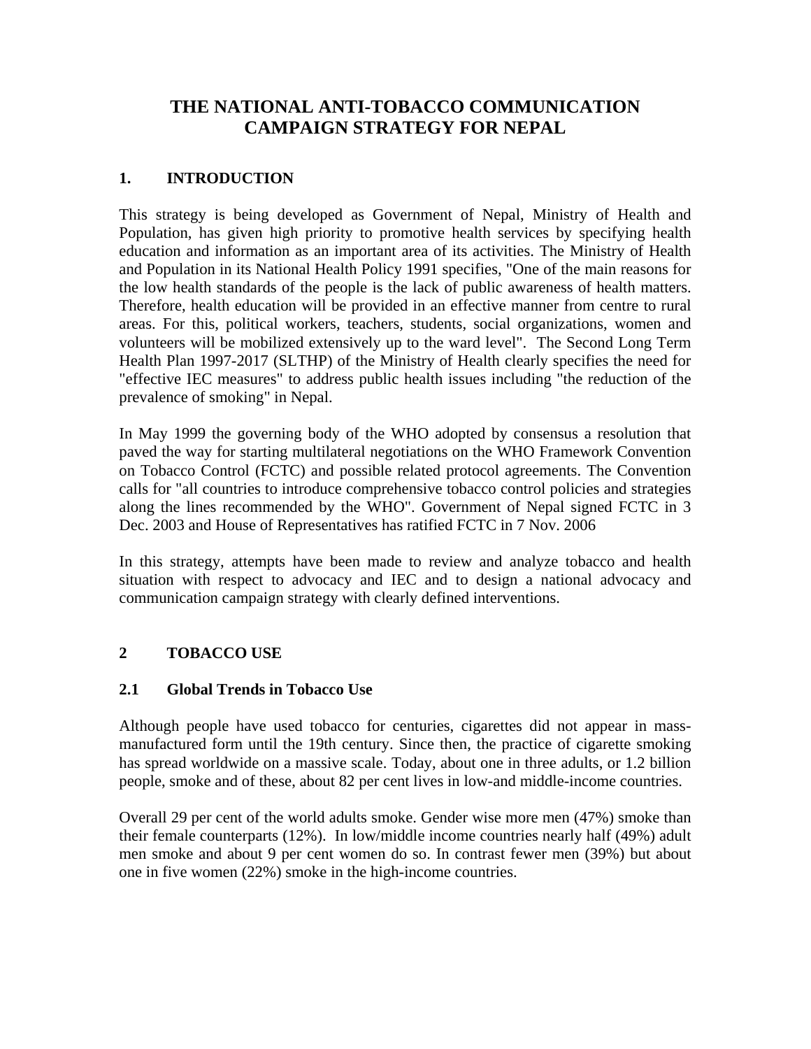# THE NATIONAL ANTI-TOBACCO COMMUNICATION CAMPAIGN STRATEGY FOR NEPAL

## 1. INTRODUCTION

This strategy is being developed as Government of Nepal, Ministry of Health and Population, has given high priority to promotive health services by specifying health education and information as an important area of its activities. The Ministry of Health and Population in its National Health Policy 1991 specifies, "One of the main reasons for the low health standards of the people is the lack of public awareness of health matters. Therefore, health education will be provided in an effective manner from centre to rural areas. For this, political workers, teachers, students, social organizations, women and volunteers will be mobilized extensively up to the ward level". The Second Long Term Health Plan 1997-2017 (SLTHP) of the Ministry of Health clearly specifies the need for "effective IEC measures" to address public health issues including "the reduction of the prevalence of smoking" in Nepal.

In May 1999 the governing body of the WHO adopted by consensus a resolution that paved the way for starting multilateral negotiations on the WHO Framework Convention on Tobacco Control (FCTC) and possible related protocol agreements. The Convention calls for "all countries to introduce comprehensive tobacco control policies and strategies along the lines recommended by the WHO". Government of Nepal signed FCTC in 3 Dec. 2003 and House of Representatives has ratified FCTC in 7 Nov. 2006

In this strategy, attempts have been made to review and analyze tobacco and health situation with respect to advocacy and IEC and to design a national advocacy and communication campaign strategy with clearly defined interventions.

## 2 TOBACCO USE

### 2.1 Global Trends in Tobacco Use

Although people have used tobacco for centuries, cigarettes did not appear in mass-manufactured form until the 19th century. Since then, the practice of cigarette smoking has spread worldwide on a massive scale. Today, about one in three adults, or 1.2 billion people, smoke and of these, about 82 per cent lives in low-and middle-income countries.

Overall 29 per cent of the world adults smoke. Gender wise more men (47%) smoke than their female counterparts (12%). In low/middle income countries nearly half (49%) adult men smoke and about 9 per cent women do so. In contrast fewer men (39%) but about one in five women (22%) smoke in the high-income countries.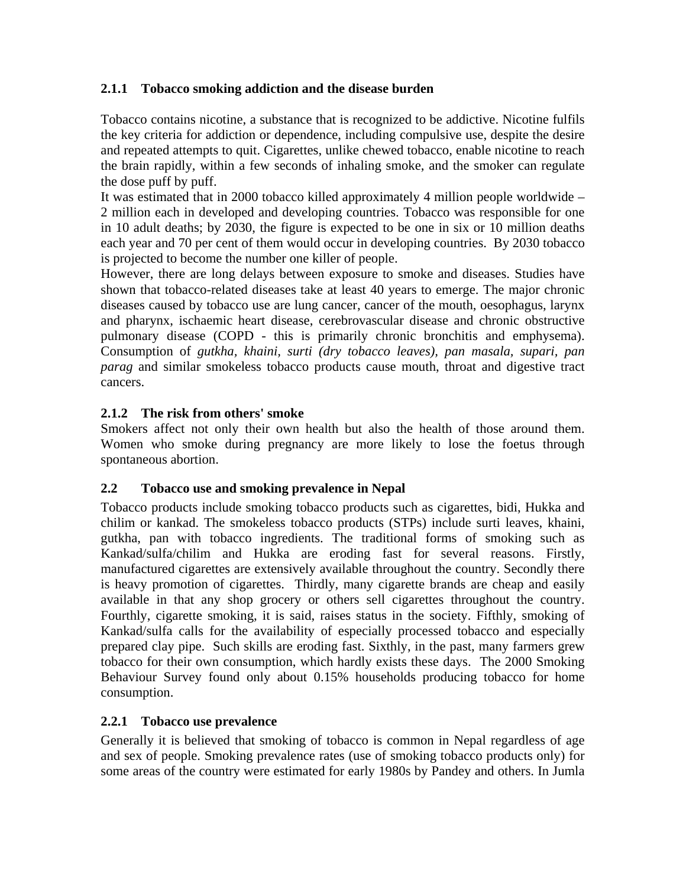### 2.1.1 Tobacco smoking addiction and the disease burden

Tobacco contains nicotine, a substance that is recognized to be addictive. Nicotine fulfils the key criteria for addiction or dependence, including compulsive use, despite the desire and repeated attempts to quit. Cigarettes, unlike chewed tobacco, enable nicotine to reach the brain rapidly, within a few seconds of inhaling smoke, and the smoker can regulate the dose puff by puff.

It was estimated that in 2000 tobacco killed approximately 4 million people worldwide – 2 million each in developed and developing countries. Tobacco was responsible for one in 10 adult deaths; by 2030, the figure is expected to be one in six or 10 million deaths each year and 70 per cent of them would occur in developing countries. By 2030 tobacco is projected to become the number one killer of people.

However, there are long delays between exposure to smoke and diseases. Studies have shown that tobacco-related diseases take at least 40 years to emerge. The major chronic diseases caused by tobacco use are lung cancer, cancer of the mouth, oesophagus, larynx and pharynx, ischaemic heart disease, cerebrovascular disease and chronic obstructive pulmonary disease (COPD - this is primarily chronic bronchitis and emphysema). Consumption of *gutkha, khaini, surti (dry tobacco leaves), pan masala, supari, pan parag* and similar smokeless tobacco products cause mouth, throat and digestive tract cancers.

### 2.1.2 The risk from others' smoke

Smokers affect not only their own health but also the health of those around them. Women who smoke during pregnancy are more likely to lose the foetus through spontaneous abortion.

## 2.2 Tobacco use and smoking prevalence in Nepal

Tobacco products include smoking tobacco products such as cigarettes, bidi, Hukka and chilim or kankad. The smokeless tobacco products (STPs) include surti leaves, khaini, gutkha, pan with tobacco ingredients. The traditional forms of smoking such as Kankad/sulfa/chilim and Hukka are eroding fast for several reasons. Firstly, manufactured cigarettes are extensively available throughout the country. Secondly there is heavy promotion of cigarettes. Thirdly, many cigarette brands are cheap and easily available in that any shop grocery or others sell cigarettes throughout the country. Fourthly, cigarette smoking, it is said, raises status in the society. Fifthly, smoking of Kankad/sulfa calls for the availability of especially processed tobacco and especially prepared clay pipe. Such skills are eroding fast. Sixthly, in the past, many farmers grew tobacco for their own consumption, which hardly exists these days. The 2000 Smoking Behaviour Survey found only about 0.15% households producing tobacco for home consumption.

### 2.2.1 Tobacco use prevalence

Generally it is believed that smoking of tobacco is common in Nepal regardless of age and sex of people. Smoking prevalence rates (use of smoking tobacco products only) for some areas of the country were estimated for early 1980s by Pandey and others. In Jumla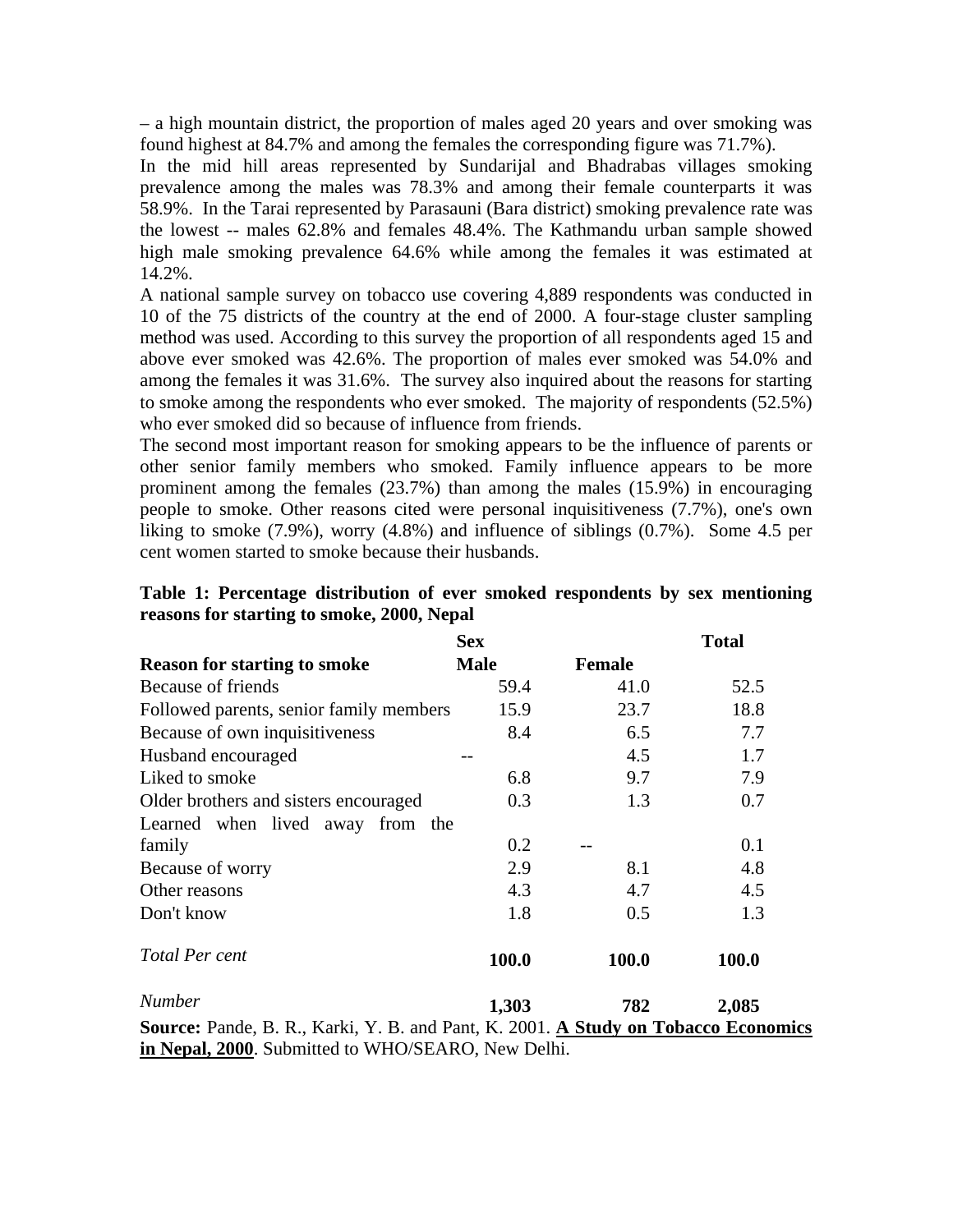– a high mountain district, the proportion of males aged 20 years and over smoking was found highest at 84.7% and among the females the corresponding figure was 71.7%).

In the mid hill areas represented by Sundarijal and Bhadrabas villages smoking prevalence among the males was 78.3% and among their female counterparts it was 58.9%. In the Tarai represented by Parasauni (Bara district) smoking prevalence rate was the lowest -- males 62.8% and females 48.4%. The Kathmandu urban sample showed high male smoking prevalence 64.6% while among the females it was estimated at 14.2%.

A national sample survey on tobacco use covering 4,889 respondents was conducted in 10 of the 75 districts of the country at the end of 2000. A four-stage cluster sampling method was used. According to this survey the proportion of all respondents aged 15 and above ever smoked was 42.6%. The proportion of males ever smoked was 54.0% and among the females it was 31.6%. The survey also inquired about the reasons for starting to smoke among the respondents who ever smoked. The majority of respondents (52.5%) who ever smoked did so because of influence from friends.

The second most important reason for smoking appears to be the influence of parents or other senior family members who smoked. Family influence appears to be more prominent among the females (23.7%) than among the males (15.9%) in encouraging people to smoke. Other reasons cited were personal inquisitiveness (7.7%), one's own liking to smoke (7.9%), worry (4.8%) and influence of siblings (0.7%). Some 4.5 per cent women started to smoke because their husbands.

**Table 1: Percentage distribution of ever smoked respondents by sex mentioning reasons for starting to smoke, 2000, Nepal**

| | **Sex** | | **Total** |
|---|---|---|---|
| **Reason for starting to smoke** | **Male** | **Female** | |
| Because of friends | 59.4 | 41.0 | 52.5 |
| Followed parents, senior family members | 15.9 | 23.7 | 18.8 |
| Because of own inquisitiveness | 8.4 | 6.5 | 7.7 |
| Husband encouraged | -- | 4.5 | 1.7 |
| Liked to smoke | 6.8 | 9.7 | 7.9 |
| Older brothers and sisters encouraged | 0.3 | 1.3 | 0.7 |
| Learned when lived away from the family | 0.2 | -- | 0.1 |
| Because of worry | 2.9 | 8.1 | 4.8 |
| Other reasons | 4.3 | 4.7 | 4.5 |
| Don't know | 1.8 | 0.5 | 1.3 |
| *Total Per cent* | **100.0** | **100.0** | **100.0** |
| *Number* | **1,303** | **782** | **2,085** |

**Source:** Pande, B. R., Karki, Y. B. and Pant, K. 2001. **A Study on Tobacco Economics in Nepal, 2000**. Submitted to WHO/SEARO, New Delhi.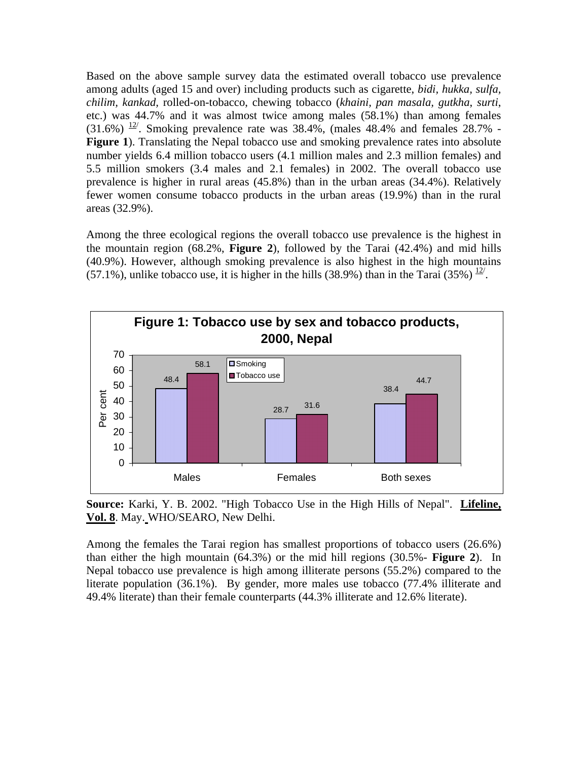Based on the above sample survey data the estimated overall tobacco use prevalence among adults (aged 15 and over) including products such as cigarette, *bidi*, *hukka*, *sulfa*, *chilim*, *kankad*, rolled-on-tobacco, chewing tobacco (*khaini*, *pan masala*, *gutkha*, *surti*, etc.) was 44.7% and it was almost twice among males (58.1%) than among females (31.6%) [12/]. Smoking prevalence rate was 38.4%, (males 48.4% and females 28.7% - **Figure 1**). Translating the Nepal tobacco use and smoking prevalence rates into absolute number yields 6.4 million tobacco users (4.1 million males and 2.3 million females) and 5.5 million smokers (3.4 males and 2.1 females) in 2002. The overall tobacco use prevalence is higher in rural areas (45.8%) than in the urban areas (34.4%). Relatively fewer women consume tobacco products in the urban areas (19.9%) than in the rural areas (32.9%).

Among the three ecological regions the overall tobacco use prevalence is the highest in the mountain region (68.2%, **Figure 2**), followed by the Tarai (42.4%) and mid hills (40.9%). However, although smoking prevalence is also highest in the high mountains (57.1%), unlike tobacco use, it is higher in the hills (38.9%) than in the Tarai (35%) [12/].

**Figure 1: Tobacco use by sex and tobacco products, 2000, Nepal**

| Per cent | Smoking | Tobacco use |
|---|---|---|
| Males | 48.4 | 58.1 |
| Females | 28.7 | 31.6 |
| Both sexes | 38.4 | 44.7 |

**Source:** Karki, Y. B. 2002. "High Tobacco Use in the High Hills of Nepal". **Lifeline, Vol. 8**. May. WHO/SEARO, New Delhi.

Among the females the Tarai region has smallest proportions of tobacco users (26.6%) than either the high mountain (64.3%) or the mid hill regions (30.5%- **Figure 2**). In Nepal tobacco use prevalence is high among illiterate persons (55.2%) compared to the literate population (36.1%). By gender, more males use tobacco (77.4% illiterate and 49.4% literate) than their female counterparts (44.3% illiterate and 12.6% literate).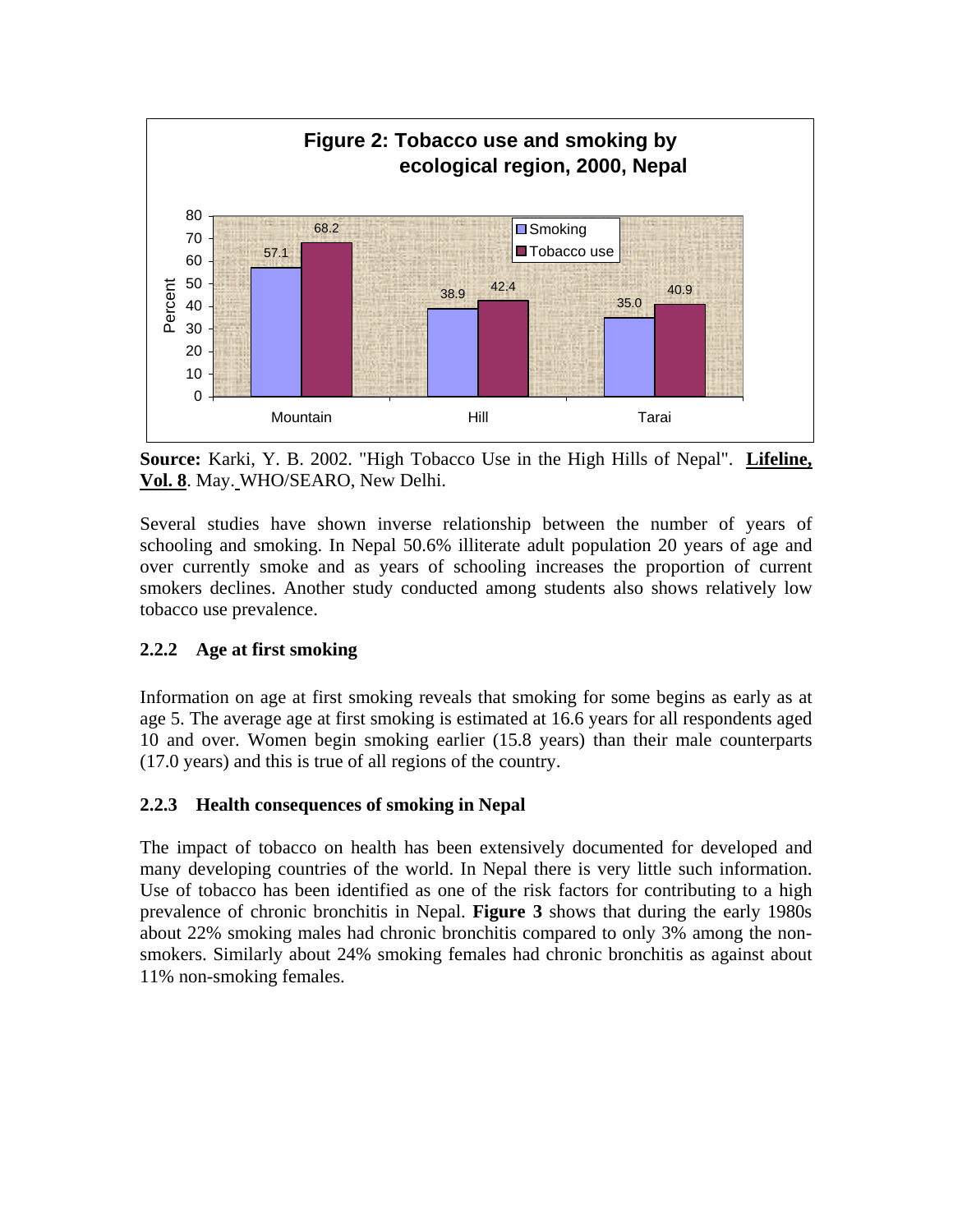**Figure 2: Tobacco use and smoking by ecological region, 2000, Nepal**

| Region | Smoking | Tobacco use |
|---|---|---|
| Mountain | 57.1 | 68.2 |
| Hill | 38.9 | 42.4 |
| Tarai | 35.0 | 40.9 |

**Source:** Karki, Y. B. 2002. "High Tobacco Use in the High Hills of Nepal". **Lifeline, Vol. 8**. May. WHO/SEARO, New Delhi.

Several studies have shown inverse relationship between the number of years of schooling and smoking. In Nepal 50.6% illiterate adult population 20 years of age and over currently smoke and as years of schooling increases the proportion of current smokers declines. Another study conducted among students also shows relatively low tobacco use prevalence.

### 2.2.2 Age at first smoking

Information on age at first smoking reveals that smoking for some begins as early as at age 5. The average age at first smoking is estimated at 16.6 years for all respondents aged 10 and over. Women begin smoking earlier (15.8 years) than their male counterparts (17.0 years) and this is true of all regions of the country.

### 2.2.3 Health consequences of smoking in Nepal

The impact of tobacco on health has been extensively documented for developed and many developing countries of the world. In Nepal there is very little such information. Use of tobacco has been identified as one of the risk factors for contributing to a high prevalence of chronic bronchitis in Nepal. **Figure 3** shows that during the early 1980s about 22% smoking males had chronic bronchitis compared to only 3% among the non-smokers. Similarly about 24% smoking females had chronic bronchitis as against about 11% non-smoking females.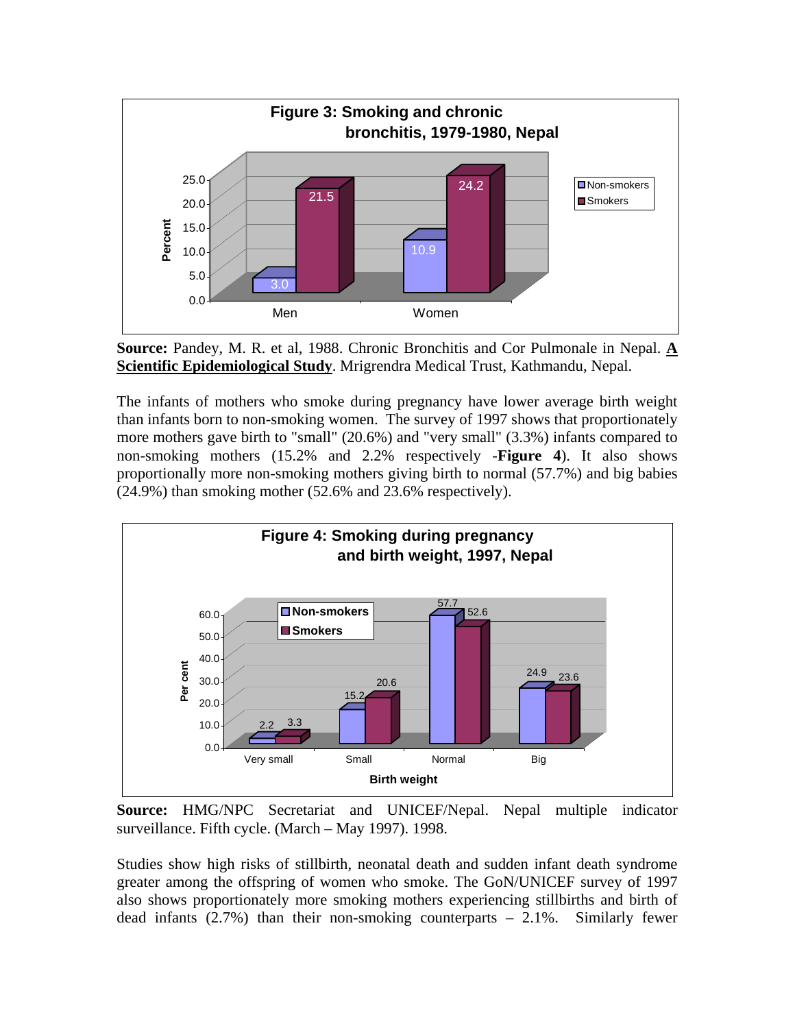**Figure 3: Smoking and chronic bronchitis, 1979-1980, Nepal**

| | Non-smokers | Smokers |
|---|---|---|
| Men | 3.0 | 21.5 |
| Women | 10.9 | 24.2 |

**Source:** Pandey, M. R. et al, 1988. Chronic Bronchitis and Cor Pulmonale in Nepal. **A Scientific Epidemiological Study**. Mrigrendra Medical Trust, Kathmandu, Nepal.

The infants of mothers who smoke during pregnancy have lower average birth weight than infants born to non-smoking women. The survey of 1997 shows that proportionately more mothers gave birth to "small" (20.6%) and "very small" (3.3%) infants compared to non-smoking mothers (15.2% and 2.2% respectively -**Figure 4**). It also shows proportionally more non-smoking mothers giving birth to normal (57.7%) and big babies (24.9%) than smoking mother (52.6% and 23.6% respectively).

**Figure 4: Smoking during pregnancy and birth weight, 1997, Nepal**

| Birth weight | Non-smokers | Smokers |
|---|---|---|
| Very small | 2.2 | 3.3 |
| Small | 15.2 | 20.6 |
| Normal | 57.7 | 52.6 |
| Big | 24.9 | 23.6 |

**Source:** HMG/NPC Secretariat and UNICEF/Nepal. Nepal multiple indicator surveillance. Fifth cycle. (March – May 1997). 1998.

Studies show high risks of stillbirth, neonatal death and sudden infant death syndrome greater among the offspring of women who smoke. The GoN/UNICEF survey of 1997 also shows proportionately more smoking mothers experiencing stillbirths and birth of dead infants (2.7%) than their non-smoking counterparts – 2.1%. Similarly fewer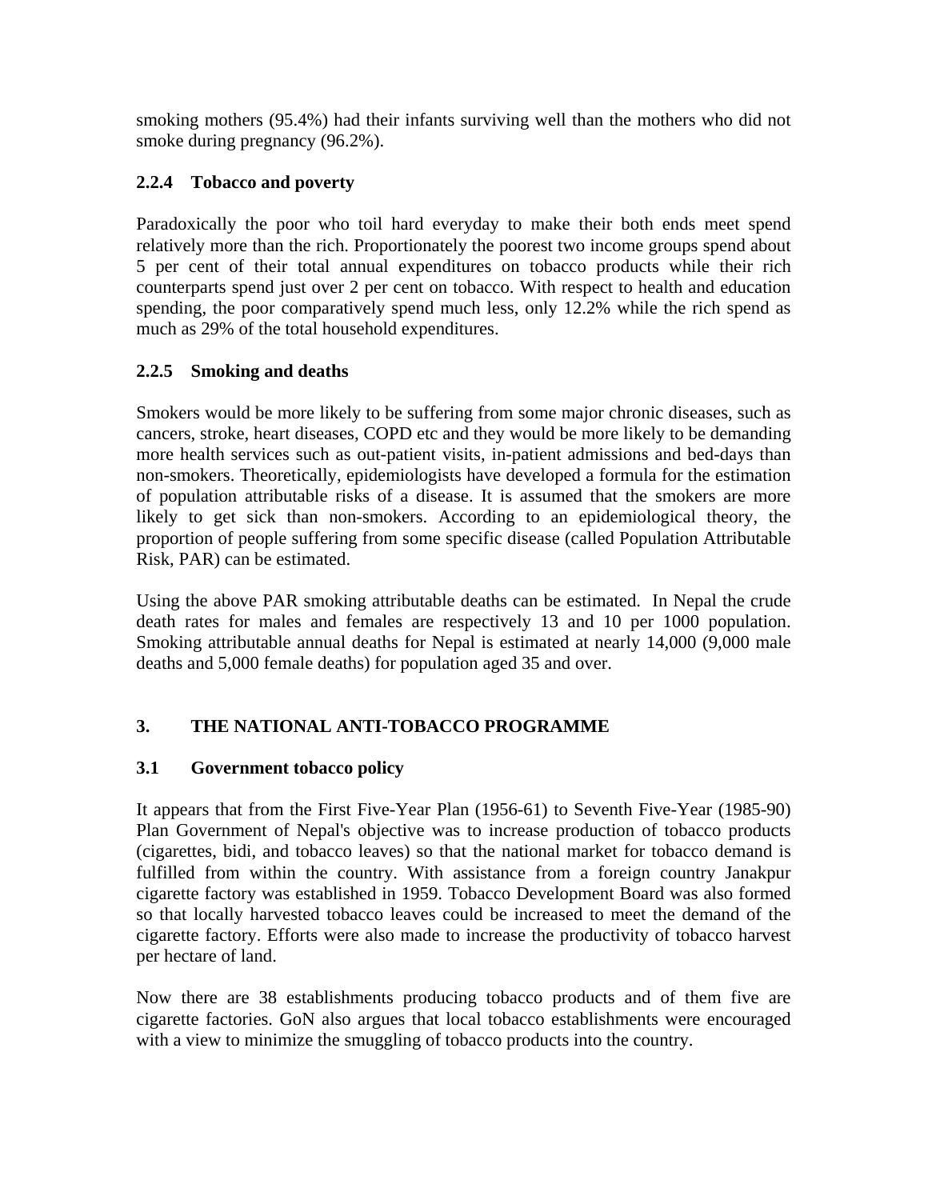smoking mothers (95.4%) had their infants surviving well than the mothers who did not smoke during pregnancy (96.2%).

### 2.2.4 Tobacco and poverty

Paradoxically the poor who toil hard everyday to make their both ends meet spend relatively more than the rich. Proportionately the poorest two income groups spend about 5 per cent of their total annual expenditures on tobacco products while their rich counterparts spend just over 2 per cent on tobacco. With respect to health and education spending, the poor comparatively spend much less, only 12.2% while the rich spend as much as 29% of the total household expenditures.

### 2.2.5 Smoking and deaths

Smokers would be more likely to be suffering from some major chronic diseases, such as cancers, stroke, heart diseases, COPD etc and they would be more likely to be demanding more health services such as out-patient visits, in-patient admissions and bed-days than non-smokers. Theoretically, epidemiologists have developed a formula for the estimation of population attributable risks of a disease. It is assumed that the smokers are more likely to get sick than non-smokers. According to an epidemiological theory, the proportion of people suffering from some specific disease (called Population Attributable Risk, PAR) can be estimated.

Using the above PAR smoking attributable deaths can be estimated. In Nepal the crude death rates for males and females are respectively 13 and 10 per 1000 population. Smoking attributable annual deaths for Nepal is estimated at nearly 14,000 (9,000 male deaths and 5,000 female deaths) for population aged 35 and over.

## 3. THE NATIONAL ANTI-TOBACCO PROGRAMME

### 3.1 Government tobacco policy

It appears that from the First Five-Year Plan (1956-61) to Seventh Five-Year (1985-90) Plan Government of Nepal's objective was to increase production of tobacco products (cigarettes, bidi, and tobacco leaves) so that the national market for tobacco demand is fulfilled from within the country. With assistance from a foreign country Janakpur cigarette factory was established in 1959. Tobacco Development Board was also formed so that locally harvested tobacco leaves could be increased to meet the demand of the cigarette factory. Efforts were also made to increase the productivity of tobacco harvest per hectare of land.

Now there are 38 establishments producing tobacco products and of them five are cigarette factories. GoN also argues that local tobacco establishments were encouraged with a view to minimize the smuggling of tobacco products into the country.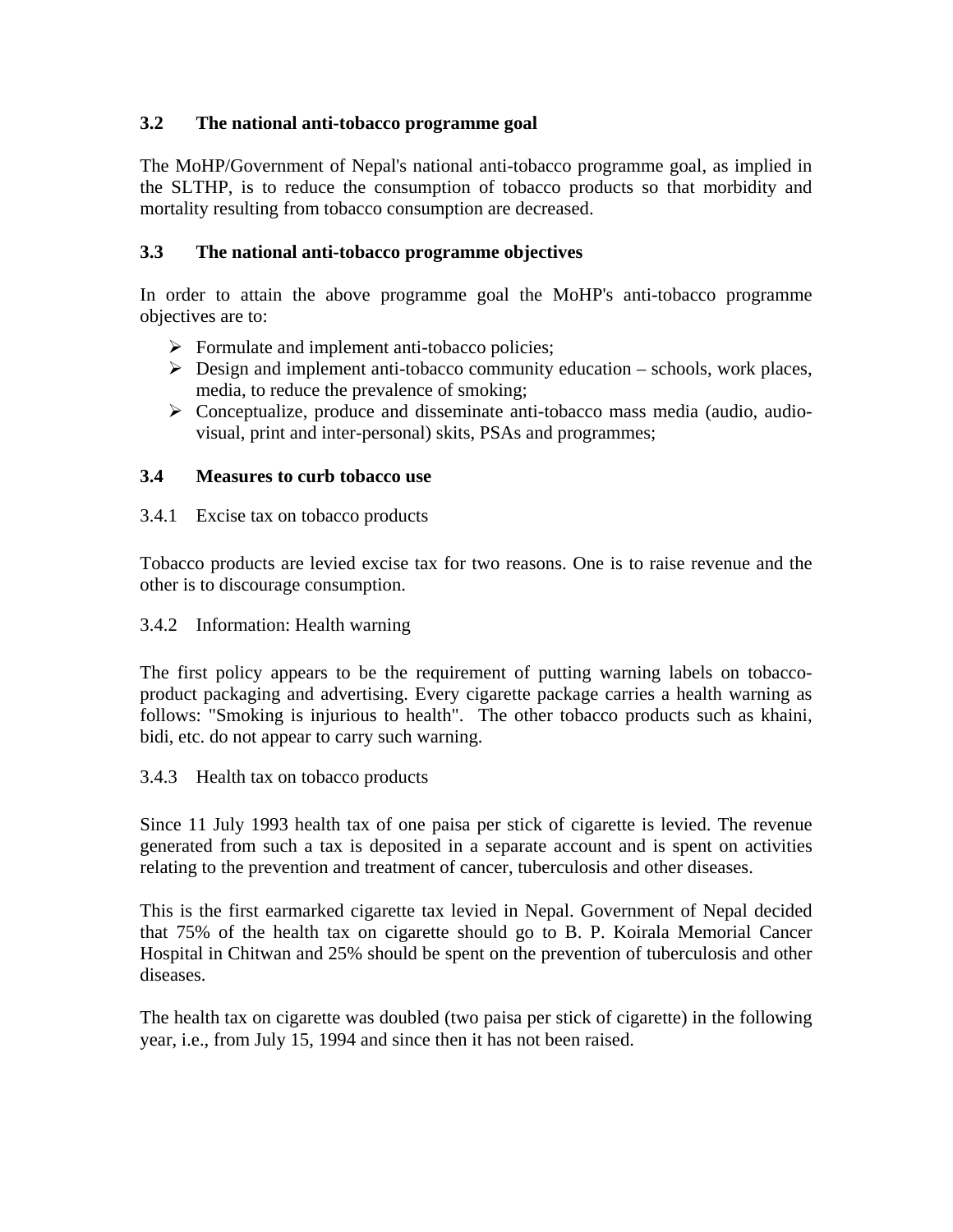### 3.2 The national anti-tobacco programme goal

The MoHP/Government of Nepal's national anti-tobacco programme goal, as implied in the SLTHP, is to reduce the consumption of tobacco products so that morbidity and mortality resulting from tobacco consumption are decreased.

### 3.3 The national anti-tobacco programme objectives

In order to attain the above programme goal the MoHP's anti-tobacco programme objectives are to:

- Formulate and implement anti-tobacco policies;
- Design and implement anti-tobacco community education – schools, work places, media, to reduce the prevalence of smoking;
- Conceptualize, produce and disseminate anti-tobacco mass media (audio, audio-visual, print and inter-personal) skits, PSAs and programmes;

### 3.4 Measures to curb tobacco use

#### 3.4.1 Excise tax on tobacco products

Tobacco products are levied excise tax for two reasons. One is to raise revenue and the other is to discourage consumption.

#### 3.4.2 Information: Health warning

The first policy appears to be the requirement of putting warning labels on tobacco-product packaging and advertising. Every cigarette package carries a health warning as follows: "Smoking is injurious to health". The other tobacco products such as khaini, bidi, etc. do not appear to carry such warning.

#### 3.4.3 Health tax on tobacco products

Since 11 July 1993 health tax of one paisa per stick of cigarette is levied. The revenue generated from such a tax is deposited in a separate account and is spent on activities relating to the prevention and treatment of cancer, tuberculosis and other diseases.

This is the first earmarked cigarette tax levied in Nepal. Government of Nepal decided that 75% of the health tax on cigarette should go to B. P. Koirala Memorial Cancer Hospital in Chitwan and 25% should be spent on the prevention of tuberculosis and other diseases.

The health tax on cigarette was doubled (two paisa per stick of cigarette) in the following year, i.e., from July 15, 1994 and since then it has not been raised.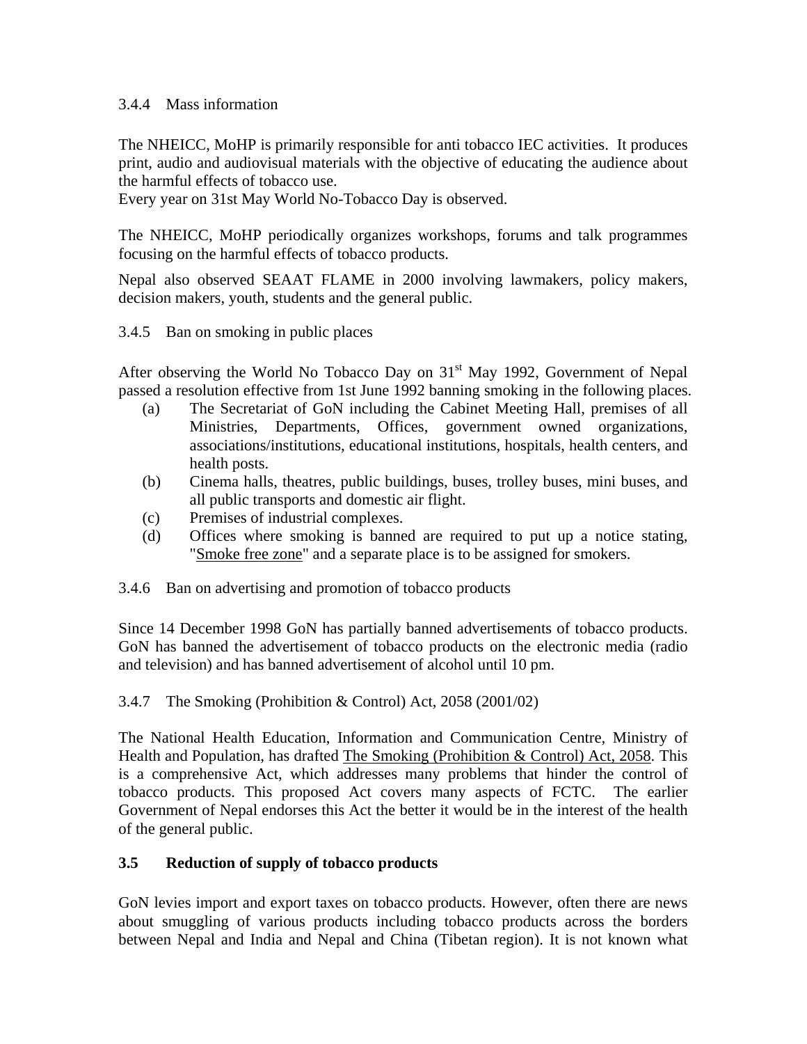3.4.4 Mass information

The NHEICC, MoHP is primarily responsible for anti tobacco IEC activities. It produces print, audio and audiovisual materials with the objective of educating the audience about the harmful effects of tobacco use.
Every year on 31st May World No-Tobacco Day is observed.

The NHEICC, MoHP periodically organizes workshops, forums and talk programmes focusing on the harmful effects of tobacco products.

Nepal also observed SEAAT FLAME in 2000 involving lawmakers, policy makers, decision makers, youth, students and the general public.

3.4.5 Ban on smoking in public places

After observing the World No Tobacco Day on 31st May 1992, Government of Nepal passed a resolution effective from 1st June 1992 banning smoking in the following places.

(a) The Secretariat of GoN including the Cabinet Meeting Hall, premises of all Ministries, Departments, Offices, government owned organizations, associations/institutions, educational institutions, hospitals, health centers, and health posts.
(b) Cinema halls, theatres, public buildings, buses, trolley buses, mini buses, and all public transports and domestic air flight.
(c) Premises of industrial complexes.
(d) Offices where smoking is banned are required to put up a notice stating, "Smoke free zone" and a separate place is to be assigned for smokers.

3.4.6 Ban on advertising and promotion of tobacco products

Since 14 December 1998 GoN has partially banned advertisements of tobacco products. GoN has banned the advertisement of tobacco products on the electronic media (radio and television) and has banned advertisement of alcohol until 10 pm.

3.4.7 The Smoking (Prohibition & Control) Act, 2058 (2001/02)

The National Health Education, Information and Communication Centre, Ministry of Health and Population, has drafted The Smoking (Prohibition & Control) Act, 2058. This is a comprehensive Act, which addresses many problems that hinder the control of tobacco products. This proposed Act covers many aspects of FCTC. The earlier Government of Nepal endorses this Act the better it would be in the interest of the health of the general public.

### 3.5 Reduction of supply of tobacco products

GoN levies import and export taxes on tobacco products. However, often there are news about smuggling of various products including tobacco products across the borders between Nepal and India and Nepal and China (Tibetan region). It is not known what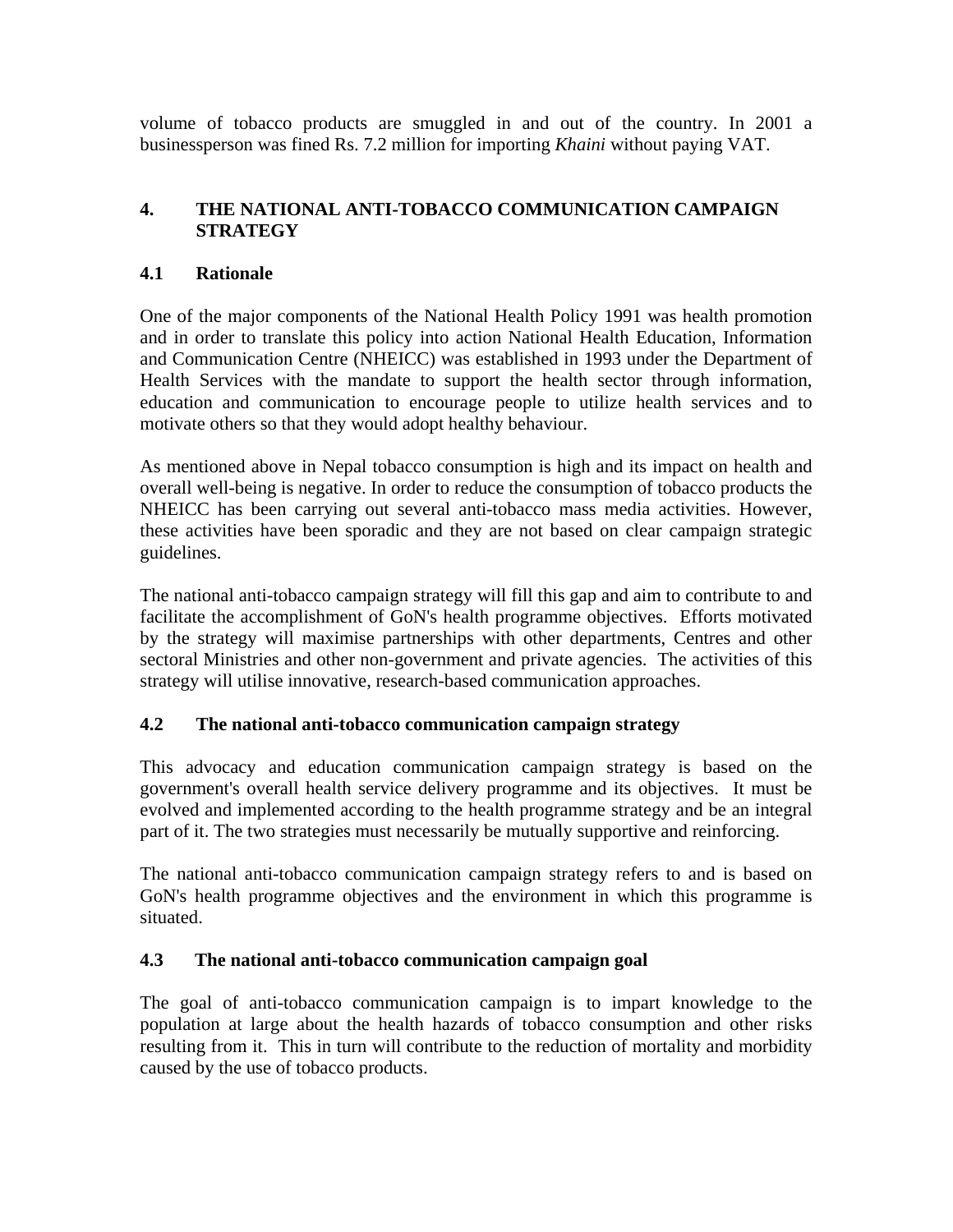volume of tobacco products are smuggled in and out of the country. In 2001 a businessperson was fined Rs. 7.2 million for importing *Khaini* without paying VAT.

## 4. THE NATIONAL ANTI-TOBACCO COMMUNICATION CAMPAIGN STRATEGY

### 4.1 Rationale

One of the major components of the National Health Policy 1991 was health promotion and in order to translate this policy into action National Health Education, Information and Communication Centre (NHEICC) was established in 1993 under the Department of Health Services with the mandate to support the health sector through information, education and communication to encourage people to utilize health services and to motivate others so that they would adopt healthy behaviour.

As mentioned above in Nepal tobacco consumption is high and its impact on health and overall well-being is negative. In order to reduce the consumption of tobacco products the NHEICC has been carrying out several anti-tobacco mass media activities. However, these activities have been sporadic and they are not based on clear campaign strategic guidelines.

The national anti-tobacco campaign strategy will fill this gap and aim to contribute to and facilitate the accomplishment of GoN's health programme objectives. Efforts motivated by the strategy will maximise partnerships with other departments, Centres and other sectoral Ministries and other non-government and private agencies. The activities of this strategy will utilise innovative, research-based communication approaches.

### 4.2 The national anti-tobacco communication campaign strategy

This advocacy and education communication campaign strategy is based on the government's overall health service delivery programme and its objectives. It must be evolved and implemented according to the health programme strategy and be an integral part of it. The two strategies must necessarily be mutually supportive and reinforcing.

The national anti-tobacco communication campaign strategy refers to and is based on GoN's health programme objectives and the environment in which this programme is situated.

### 4.3 The national anti-tobacco communication campaign goal

The goal of anti-tobacco communication campaign is to impart knowledge to the population at large about the health hazards of tobacco consumption and other risks resulting from it. This in turn will contribute to the reduction of mortality and morbidity caused by the use of tobacco products.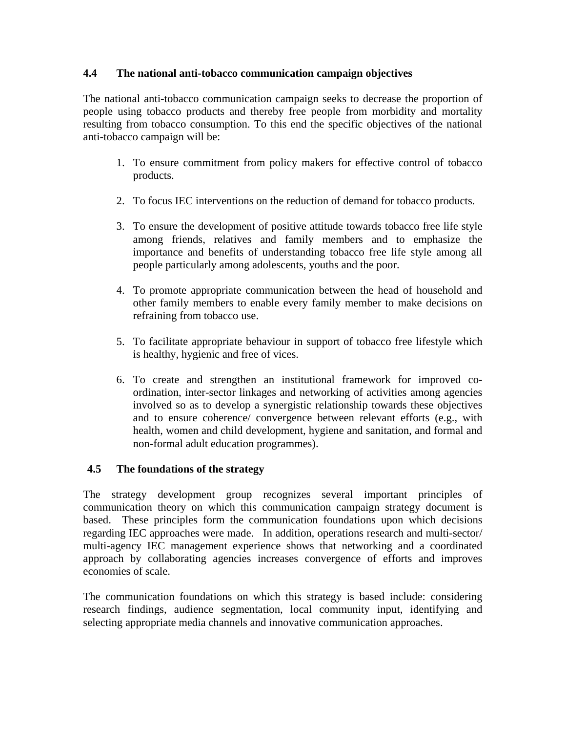### 4.4 The national anti-tobacco communication campaign objectives

The national anti-tobacco communication campaign seeks to decrease the proportion of people using tobacco products and thereby free people from morbidity and mortality resulting from tobacco consumption. To this end the specific objectives of the national anti-tobacco campaign will be:

1. To ensure commitment from policy makers for effective control of tobacco products.

2. To focus IEC interventions on the reduction of demand for tobacco products.

3. To ensure the development of positive attitude towards tobacco free life style among friends, relatives and family members and to emphasize the importance and benefits of understanding tobacco free life style among all people particularly among adolescents, youths and the poor.

4. To promote appropriate communication between the head of household and other family members to enable every family member to make decisions on refraining from tobacco use.

5. To facilitate appropriate behaviour in support of tobacco free lifestyle which is healthy, hygienic and free of vices.

6. To create and strengthen an institutional framework for improved co-ordination, inter-sector linkages and networking of activities among agencies involved so as to develop a synergistic relationship towards these objectives and to ensure coherence/ convergence between relevant efforts (e.g., with health, women and child development, hygiene and sanitation, and formal and non-formal adult education programmes).

### 4.5 The foundations of the strategy

The strategy development group recognizes several important principles of communication theory on which this communication campaign strategy document is based. These principles form the communication foundations upon which decisions regarding IEC approaches were made. In addition, operations research and multi-sector/ multi-agency IEC management experience shows that networking and a coordinated approach by collaborating agencies increases convergence of efforts and improves economies of scale.

The communication foundations on which this strategy is based include: considering research findings, audience segmentation, local community input, identifying and selecting appropriate media channels and innovative communication approaches.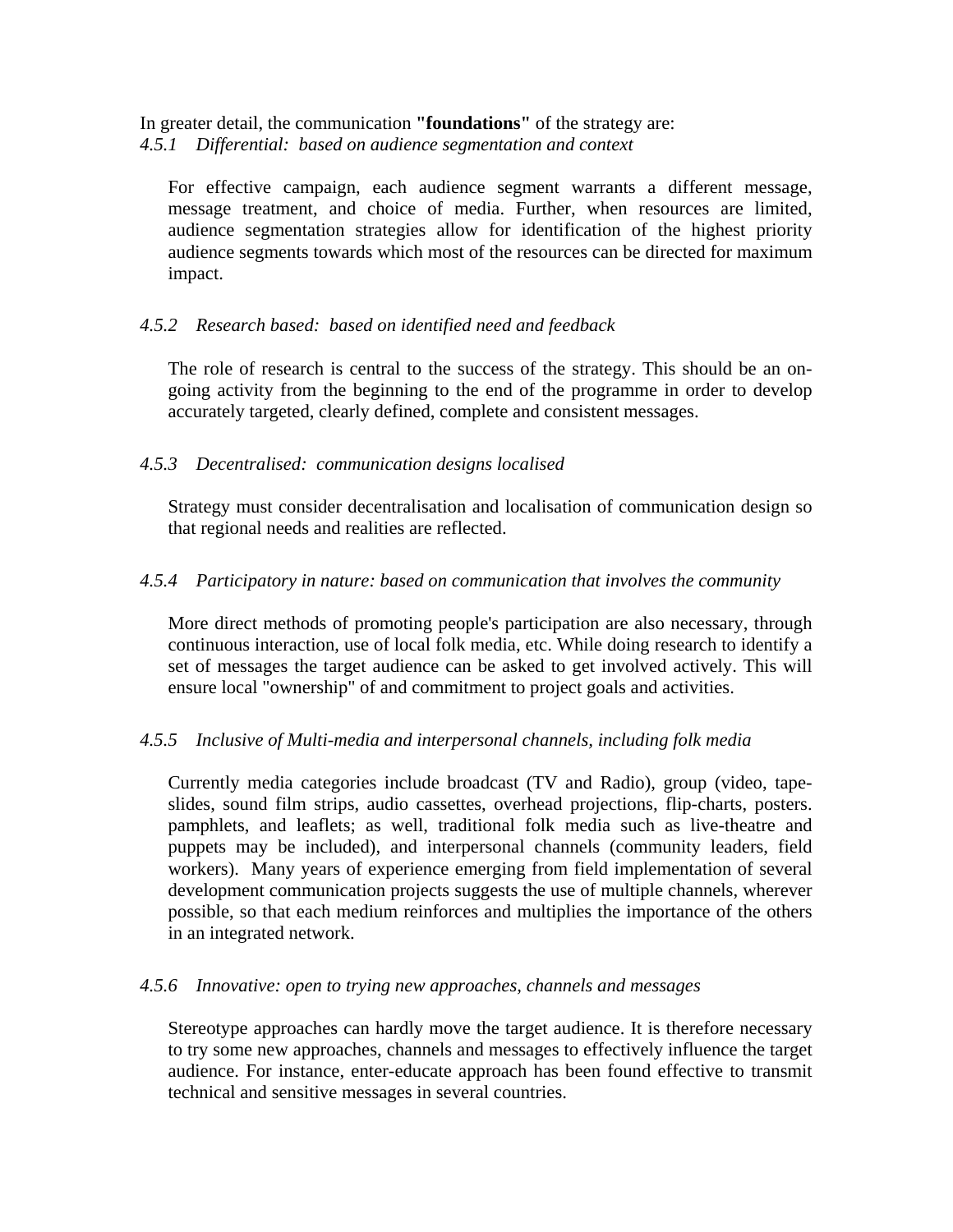In greater detail, the communication **"foundations"** of the strategy are:

*4.5.1 Differential: based on audience segmentation and context*

For effective campaign, each audience segment warrants a different message, message treatment, and choice of media. Further, when resources are limited, audience segmentation strategies allow for identification of the highest priority audience segments towards which most of the resources can be directed for maximum impact.

*4.5.2 Research based: based on identified need and feedback*

The role of research is central to the success of the strategy. This should be an on-going activity from the beginning to the end of the programme in order to develop accurately targeted, clearly defined, complete and consistent messages.

*4.5.3 Decentralised: communication designs localised*

Strategy must consider decentralisation and localisation of communication design so that regional needs and realities are reflected.

*4.5.4 Participatory in nature: based on communication that involves the community*

More direct methods of promoting people's participation are also necessary, through continuous interaction, use of local folk media, etc. While doing research to identify a set of messages the target audience can be asked to get involved actively. This will ensure local "ownership" of and commitment to project goals and activities.

*4.5.5 Inclusive of Multi-media and interpersonal channels, including folk media*

Currently media categories include broadcast (TV and Radio), group (video, tape-slides, sound film strips, audio cassettes, overhead projections, flip-charts, posters. pamphlets, and leaflets; as well, traditional folk media such as live-theatre and puppets may be included), and interpersonal channels (community leaders, field workers). Many years of experience emerging from field implementation of several development communication projects suggests the use of multiple channels, wherever possible, so that each medium reinforces and multiplies the importance of the others in an integrated network.

*4.5.6 Innovative: open to trying new approaches, channels and messages*

Stereotype approaches can hardly move the target audience. It is therefore necessary to try some new approaches, channels and messages to effectively influence the target audience. For instance, enter-educate approach has been found effective to transmit technical and sensitive messages in several countries.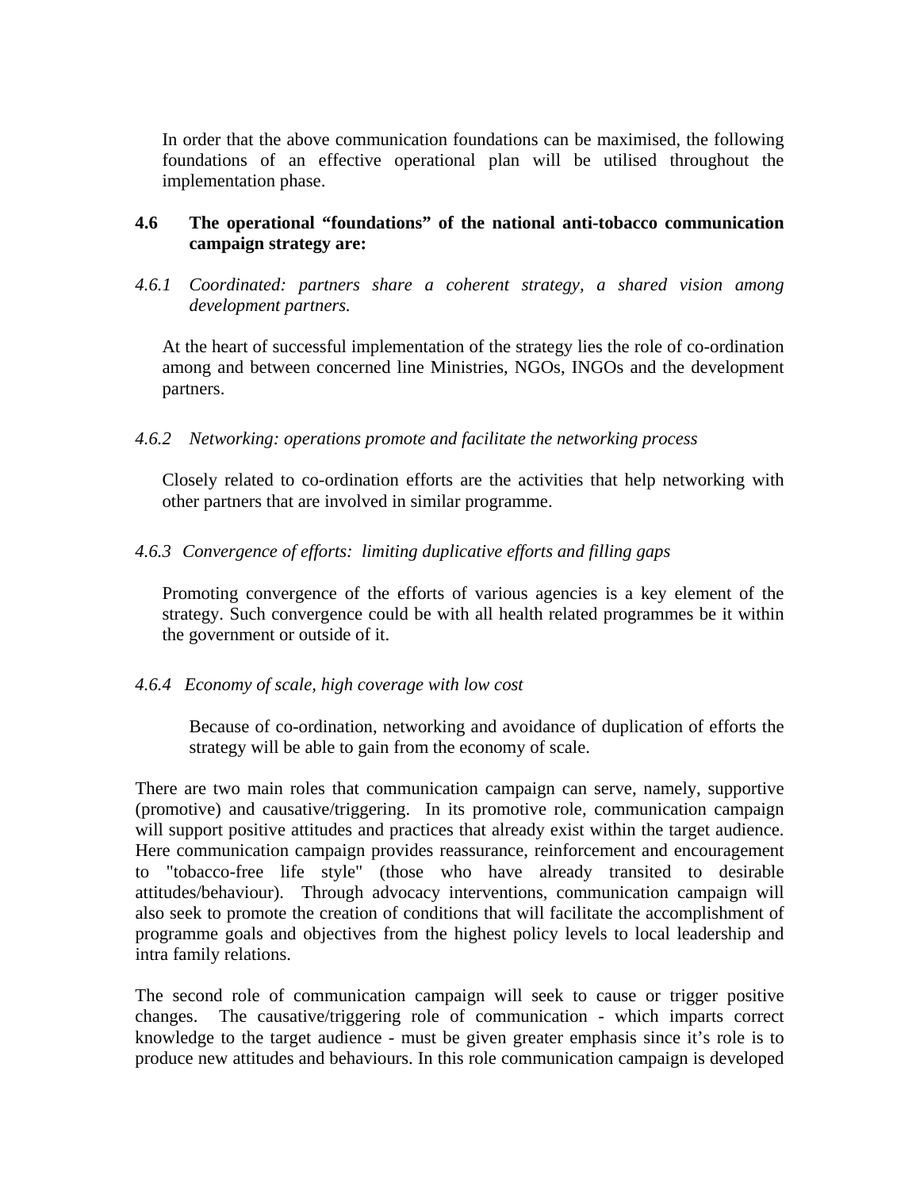In order that the above communication foundations can be maximised, the following foundations of an effective operational plan will be utilised throughout the implementation phase.

### 4.6 The operational "foundations" of the national anti-tobacco communication campaign strategy are:

*4.6.1 Coordinated: partners share a coherent strategy, a shared vision among development partners.*

At the heart of successful implementation of the strategy lies the role of co-ordination among and between concerned line Ministries, NGOs, INGOs and the development partners.

*4.6.2 Networking: operations promote and facilitate the networking process*

Closely related to co-ordination efforts are the activities that help networking with other partners that are involved in similar programme.

*4.6.3 Convergence of efforts: limiting duplicative efforts and filling gaps*

Promoting convergence of the efforts of various agencies is a key element of the strategy. Such convergence could be with all health related programmes be it within the government or outside of it.

*4.6.4 Economy of scale, high coverage with low cost*

Because of co-ordination, networking and avoidance of duplication of efforts the strategy will be able to gain from the economy of scale.

There are two main roles that communication campaign can serve, namely, supportive (promotive) and causative/triggering. In its promotive role, communication campaign will support positive attitudes and practices that already exist within the target audience. Here communication campaign provides reassurance, reinforcement and encouragement to "tobacco-free life style" (those who have already transited to desirable attitudes/behaviour). Through advocacy interventions, communication campaign will also seek to promote the creation of conditions that will facilitate the accomplishment of programme goals and objectives from the highest policy levels to local leadership and intra family relations.

The second role of communication campaign will seek to cause or trigger positive changes. The causative/triggering role of communication - which imparts correct knowledge to the target audience - must be given greater emphasis since it's role is to produce new attitudes and behaviours. In this role communication campaign is developed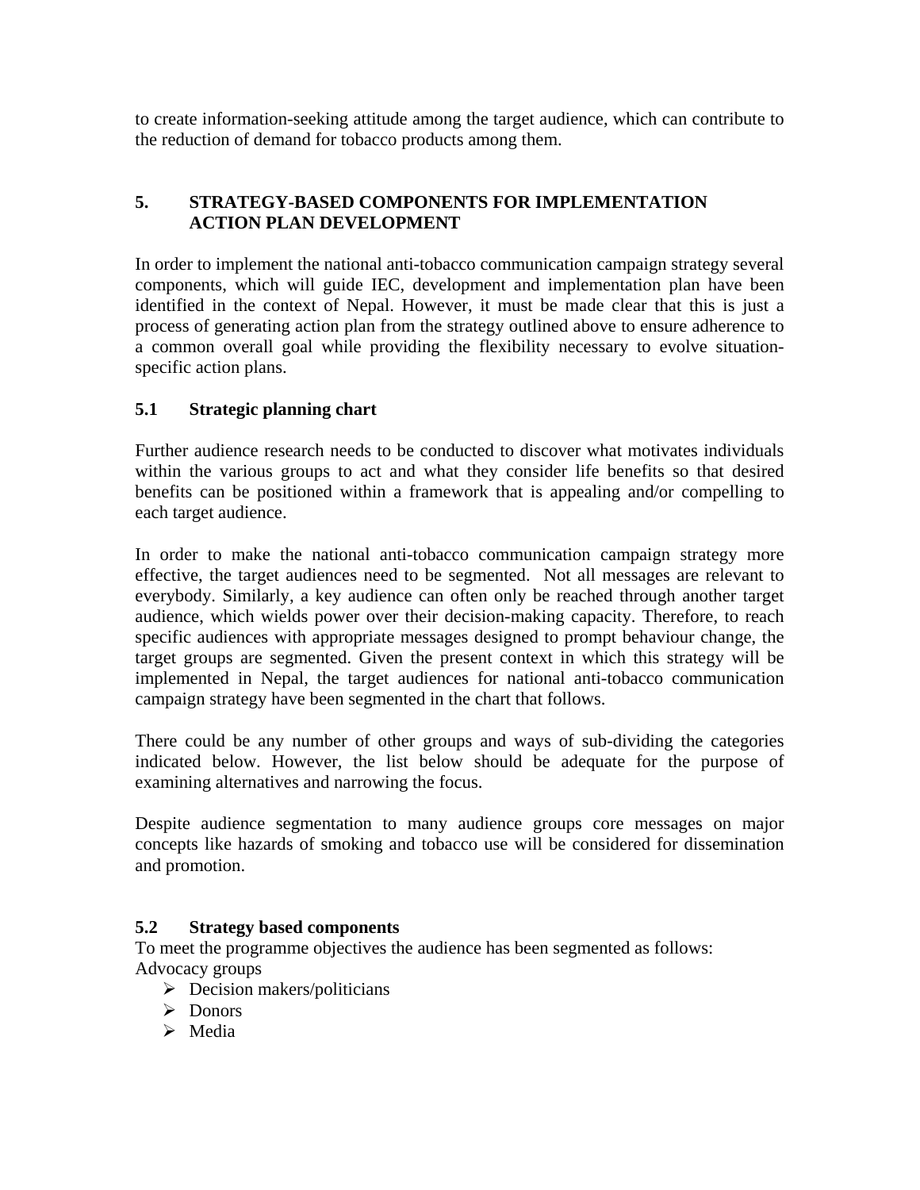to create information-seeking attitude among the target audience, which can contribute to the reduction of demand for tobacco products among them.

## 5. STRATEGY-BASED COMPONENTS FOR IMPLEMENTATION ACTION PLAN DEVELOPMENT

In order to implement the national anti-tobacco communication campaign strategy several components, which will guide IEC, development and implementation plan have been identified in the context of Nepal. However, it must be made clear that this is just a process of generating action plan from the strategy outlined above to ensure adherence to a common overall goal while providing the flexibility necessary to evolve situation-specific action plans.

### 5.1 Strategic planning chart

Further audience research needs to be conducted to discover what motivates individuals within the various groups to act and what they consider life benefits so that desired benefits can be positioned within a framework that is appealing and/or compelling to each target audience.

In order to make the national anti-tobacco communication campaign strategy more effective, the target audiences need to be segmented. Not all messages are relevant to everybody. Similarly, a key audience can often only be reached through another target audience, which wields power over their decision-making capacity. Therefore, to reach specific audiences with appropriate messages designed to prompt behaviour change, the target groups are segmented. Given the present context in which this strategy will be implemented in Nepal, the target audiences for national anti-tobacco communication campaign strategy have been segmented in the chart that follows.

There could be any number of other groups and ways of sub-dividing the categories indicated below. However, the list below should be adequate for the purpose of examining alternatives and narrowing the focus.

Despite audience segmentation to many audience groups core messages on major concepts like hazards of smoking and tobacco use will be considered for dissemination and promotion.

### 5.2 Strategy based components

To meet the programme objectives the audience has been segmented as follows:
Advocacy groups

- Decision makers/politicians
- Donors
- Media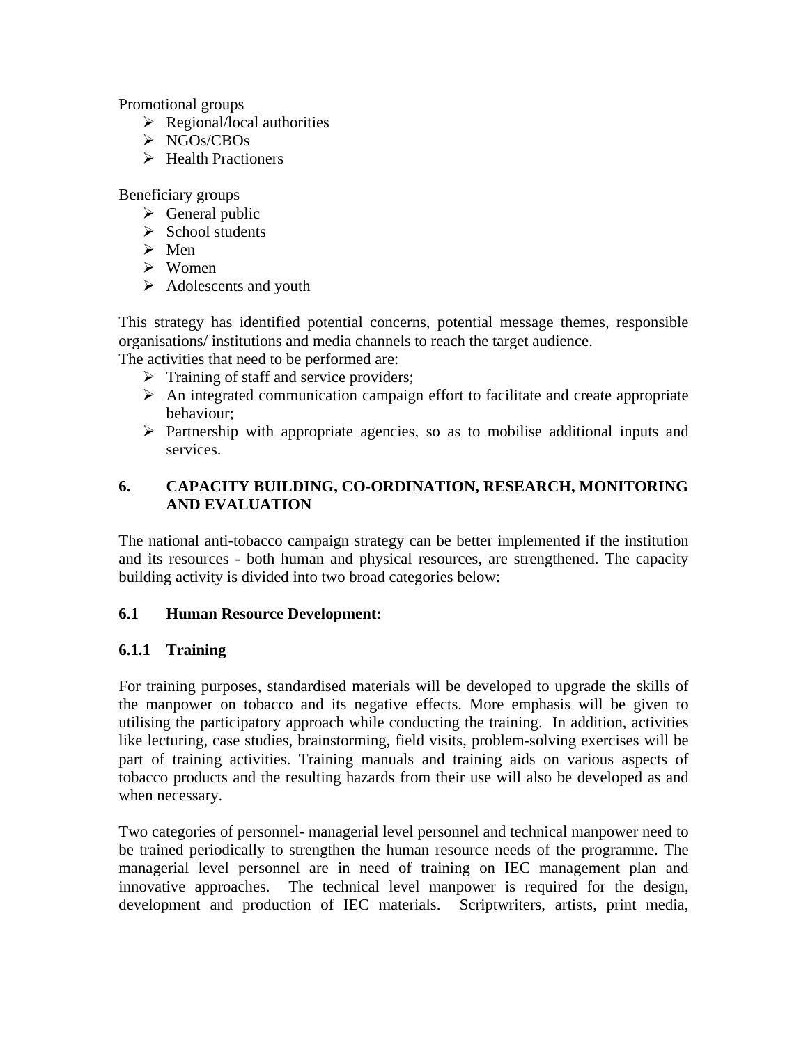Promotional groups

- Regional/local authorities
- NGOs/CBOs
- Health Practioners

Beneficiary groups

- General public
- School students
- Men
- Women
- Adolescents and youth

This strategy has identified potential concerns, potential message themes, responsible organisations/ institutions and media channels to reach the target audience.
The activities that need to be performed are:

- Training of staff and service providers;
- An integrated communication campaign effort to facilitate and create appropriate behaviour;
- Partnership with appropriate agencies, so as to mobilise additional inputs and services.

## 6. CAPACITY BUILDING, CO-ORDINATION, RESEARCH, MONITORING AND EVALUATION

The national anti-tobacco campaign strategy can be better implemented if the institution and its resources - both human and physical resources, are strengthened. The capacity building activity is divided into two broad categories below:

### 6.1 Human Resource Development:

#### 6.1.1 Training

For training purposes, standardised materials will be developed to upgrade the skills of the manpower on tobacco and its negative effects. More emphasis will be given to utilising the participatory approach while conducting the training. In addition, activities like lecturing, case studies, brainstorming, field visits, problem-solving exercises will be part of training activities. Training manuals and training aids on various aspects of tobacco products and the resulting hazards from their use will also be developed as and when necessary.

Two categories of personnel- managerial level personnel and technical manpower need to be trained periodically to strengthen the human resource needs of the programme. The managerial level personnel are in need of training on IEC management plan and innovative approaches. The technical level manpower is required for the design, development and production of IEC materials. Scriptwriters, artists, print media,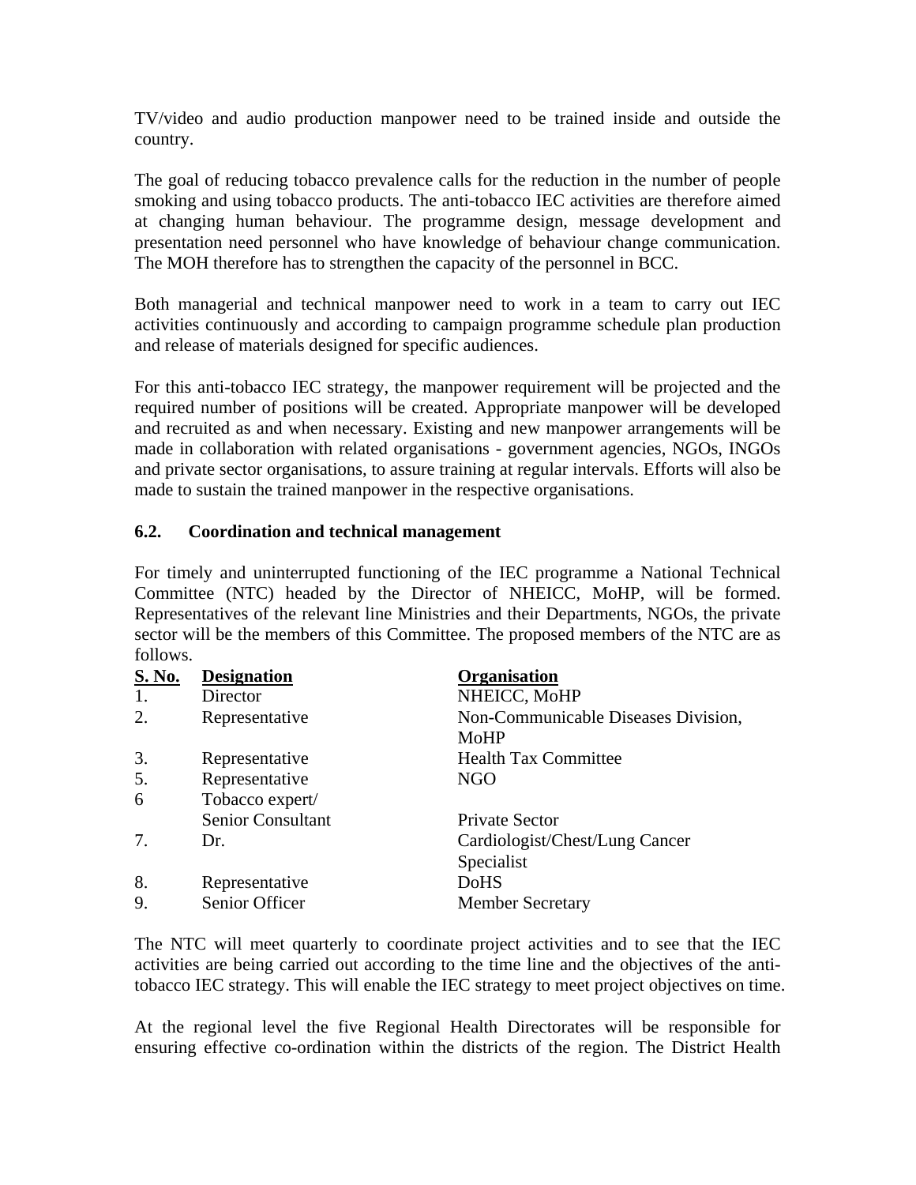TV/video and audio production manpower need to be trained inside and outside the country.

The goal of reducing tobacco prevalence calls for the reduction in the number of people smoking and using tobacco products. The anti-tobacco IEC activities are therefore aimed at changing human behaviour. The programme design, message development and presentation need personnel who have knowledge of behaviour change communication. The MOH therefore has to strengthen the capacity of the personnel in BCC.

Both managerial and technical manpower need to work in a team to carry out IEC activities continuously and according to campaign programme schedule plan production and release of materials designed for specific audiences.

For this anti-tobacco IEC strategy, the manpower requirement will be projected and the required number of positions will be created. Appropriate manpower will be developed and recruited as and when necessary. Existing and new manpower arrangements will be made in collaboration with related organisations - government agencies, NGOs, INGOs and private sector organisations, to assure training at regular intervals. Efforts will also be made to sustain the trained manpower in the respective organisations.

### 6.2. Coordination and technical management

For timely and uninterrupted functioning of the IEC programme a National Technical Committee (NTC) headed by the Director of NHEICC, MoHP, will be formed. Representatives of the relevant line Ministries and their Departments, NGOs, the private sector will be the members of this Committee. The proposed members of the NTC are as follows.

| S. No. | Designation | Organisation |
|---|---|---|
| 1. | Director | NHEICC, MoHP |
| 2. | Representative | Non-Communicable Diseases Division, MoHP |
| 3. | Representative | Health Tax Committee |
| 5. | Representative | NGO |
| 6 | Tobacco expert/ Senior Consultant | Private Sector |
| 7. | Dr. | Cardiologist/Chest/Lung Cancer Specialist |
| 8. | Representative | DoHS |
| 9. | Senior Officer | Member Secretary |

The NTC will meet quarterly to coordinate project activities and to see that the IEC activities are being carried out according to the time line and the objectives of the anti-tobacco IEC strategy. This will enable the IEC strategy to meet project objectives on time.

At the regional level the five Regional Health Directorates will be responsible for ensuring effective co-ordination within the districts of the region. The District Health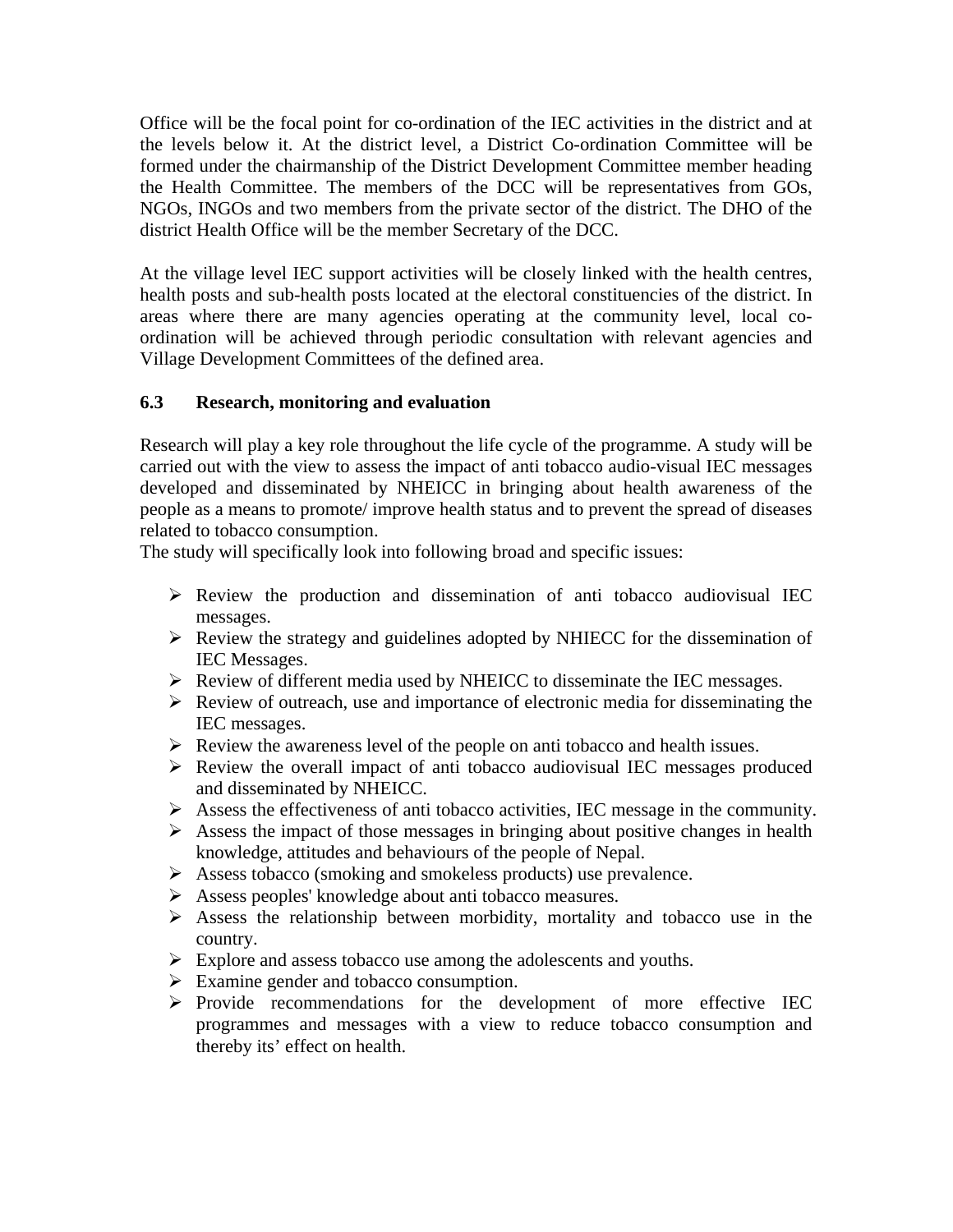Office will be the focal point for co-ordination of the IEC activities in the district and at the levels below it. At the district level, a District Co-ordination Committee will be formed under the chairmanship of the District Development Committee member heading the Health Committee. The members of the DCC will be representatives from GOs, NGOs, INGOs and two members from the private sector of the district. The DHO of the district Health Office will be the member Secretary of the DCC.

At the village level IEC support activities will be closely linked with the health centres, health posts and sub-health posts located at the electoral constituencies of the district. In areas where there are many agencies operating at the community level, local co-ordination will be achieved through periodic consultation with relevant agencies and Village Development Committees of the defined area.

### 6.3 Research, monitoring and evaluation

Research will play a key role throughout the life cycle of the programme. A study will be carried out with the view to assess the impact of anti tobacco audio-visual IEC messages developed and disseminated by NHEICC in bringing about health awareness of the people as a means to promote/ improve health status and to prevent the spread of diseases related to tobacco consumption.
The study will specifically look into following broad and specific issues:

- Review the production and dissemination of anti tobacco audiovisual IEC messages.
- Review the strategy and guidelines adopted by NHIECC for the dissemination of IEC Messages.
- Review of different media used by NHEICC to disseminate the IEC messages.
- Review of outreach, use and importance of electronic media for disseminating the IEC messages.
- Review the awareness level of the people on anti tobacco and health issues.
- Review the overall impact of anti tobacco audiovisual IEC messages produced and disseminated by NHEICC.
- Assess the effectiveness of anti tobacco activities, IEC message in the community.
- Assess the impact of those messages in bringing about positive changes in health knowledge, attitudes and behaviours of the people of Nepal.
- Assess tobacco (smoking and smokeless products) use prevalence.
- Assess peoples' knowledge about anti tobacco measures.
- Assess the relationship between morbidity, mortality and tobacco use in the country.
- Explore and assess tobacco use among the adolescents and youths.
- Examine gender and tobacco consumption.
- Provide recommendations for the development of more effective IEC programmes and messages with a view to reduce tobacco consumption and thereby its' effect on health.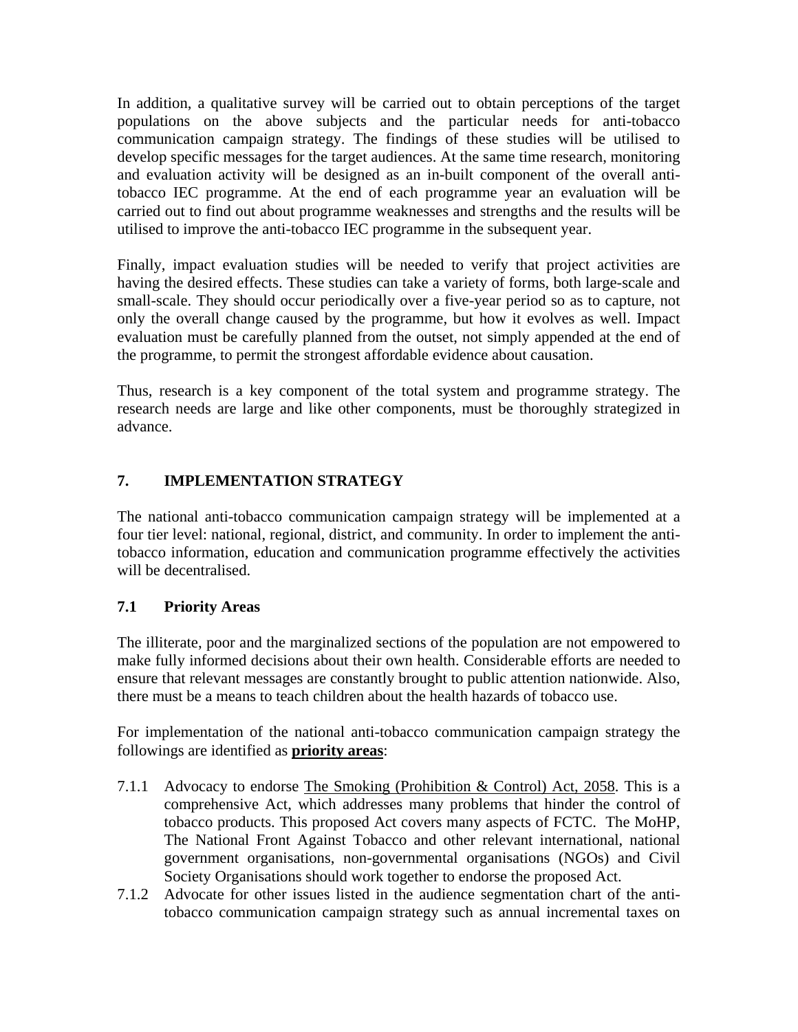In addition, a qualitative survey will be carried out to obtain perceptions of the target populations on the above subjects and the particular needs for anti-tobacco communication campaign strategy. The findings of these studies will be utilised to develop specific messages for the target audiences. At the same time research, monitoring and evaluation activity will be designed as an in-built component of the overall anti-tobacco IEC programme. At the end of each programme year an evaluation will be carried out to find out about programme weaknesses and strengths and the results will be utilised to improve the anti-tobacco IEC programme in the subsequent year.

Finally, impact evaluation studies will be needed to verify that project activities are having the desired effects. These studies can take a variety of forms, both large-scale and small-scale. They should occur periodically over a five-year period so as to capture, not only the overall change caused by the programme, but how it evolves as well. Impact evaluation must be carefully planned from the outset, not simply appended at the end of the programme, to permit the strongest affordable evidence about causation.

Thus, research is a key component of the total system and programme strategy. The research needs are large and like other components, must be thoroughly strategized in advance.

## 7. IMPLEMENTATION STRATEGY

The national anti-tobacco communication campaign strategy will be implemented at a four tier level: national, regional, district, and community. In order to implement the anti-tobacco information, education and communication programme effectively the activities will be decentralised.

### 7.1 Priority Areas

The illiterate, poor and the marginalized sections of the population are not empowered to make fully informed decisions about their own health. Considerable efforts are needed to ensure that relevant messages are constantly brought to public attention nationwide. Also, there must be a means to teach children about the health hazards of tobacco use.

For implementation of the national anti-tobacco communication campaign strategy the followings are identified as **priority areas**:

7.1.1 Advocacy to endorse The Smoking (Prohibition & Control) Act, 2058. This is a comprehensive Act, which addresses many problems that hinder the control of tobacco products. This proposed Act covers many aspects of FCTC. The MoHP, The National Front Against Tobacco and other relevant international, national government organisations, non-governmental organisations (NGOs) and Civil Society Organisations should work together to endorse the proposed Act.

7.1.2 Advocate for other issues listed in the audience segmentation chart of the anti-tobacco communication campaign strategy such as annual incremental taxes on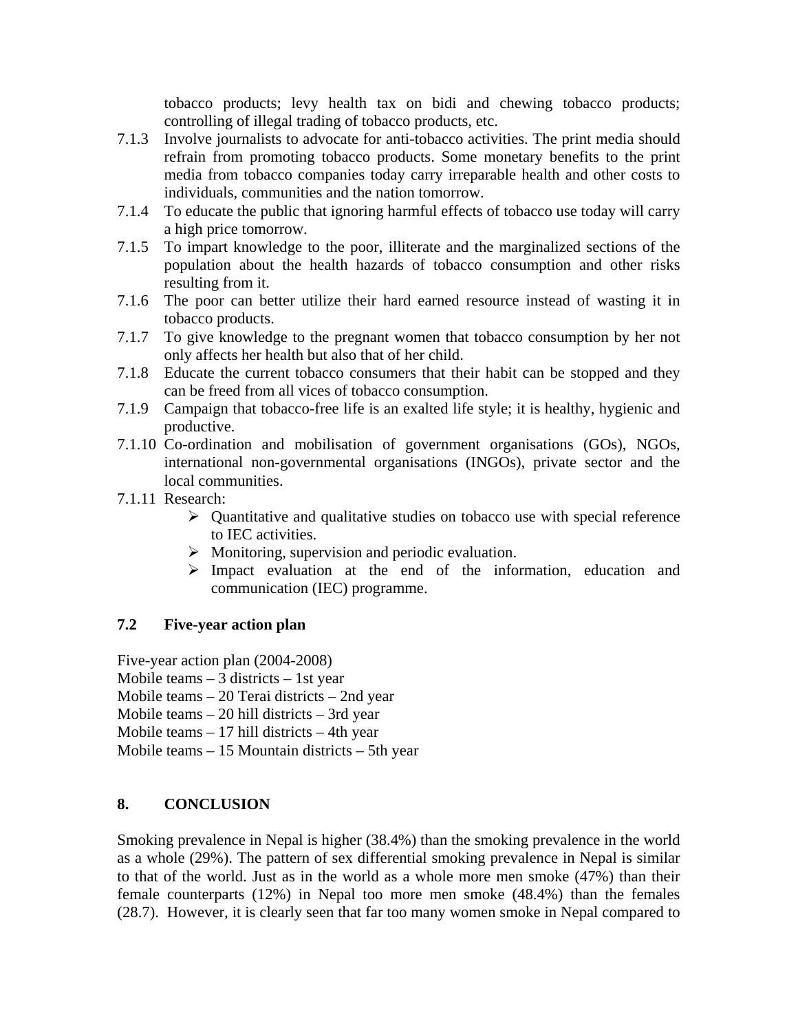tobacco products; levy health tax on bidi and chewing tobacco products; controlling of illegal trading of tobacco products, etc.

7.1.3 Involve journalists to advocate for anti-tobacco activities. The print media should refrain from promoting tobacco products. Some monetary benefits to the print media from tobacco companies today carry irreparable health and other costs to individuals, communities and the nation tomorrow.

7.1.4 To educate the public that ignoring harmful effects of tobacco use today will carry a high price tomorrow.

7.1.5 To impart knowledge to the poor, illiterate and the marginalized sections of the population about the health hazards of tobacco consumption and other risks resulting from it.

7.1.6 The poor can better utilize their hard earned resource instead of wasting it in tobacco products.

7.1.7 To give knowledge to the pregnant women that tobacco consumption by her not only affects her health but also that of her child.

7.1.8 Educate the current tobacco consumers that their habit can be stopped and they can be freed from all vices of tobacco consumption.

7.1.9 Campaign that tobacco-free life is an exalted life style; it is healthy, hygienic and productive.

7.1.10 Co-ordination and mobilisation of government organisations (GOs), NGOs, international non-governmental organisations (INGOs), private sector and the local communities.

7.1.11 Research:

- Quantitative and qualitative studies on tobacco use with special reference to IEC activities.
- Monitoring, supervision and periodic evaluation.
- Impact evaluation at the end of the information, education and communication (IEC) programme.

### 7.2 Five-year action plan

Five-year action plan (2004-2008)
Mobile teams – 3 districts – 1st year
Mobile teams – 20 Terai districts – 2nd year
Mobile teams – 20 hill districts – 3rd year
Mobile teams – 17 hill districts – 4th year
Mobile teams – 15 Mountain districts – 5th year

## 8. CONCLUSION

Smoking prevalence in Nepal is higher (38.4%) than the smoking prevalence in the world as a whole (29%). The pattern of sex differential smoking prevalence in Nepal is similar to that of the world. Just as in the world as a whole more men smoke (47%) than their female counterparts (12%) in Nepal too more men smoke (48.4%) than the females (28.7). However, it is clearly seen that far too many women smoke in Nepal compared to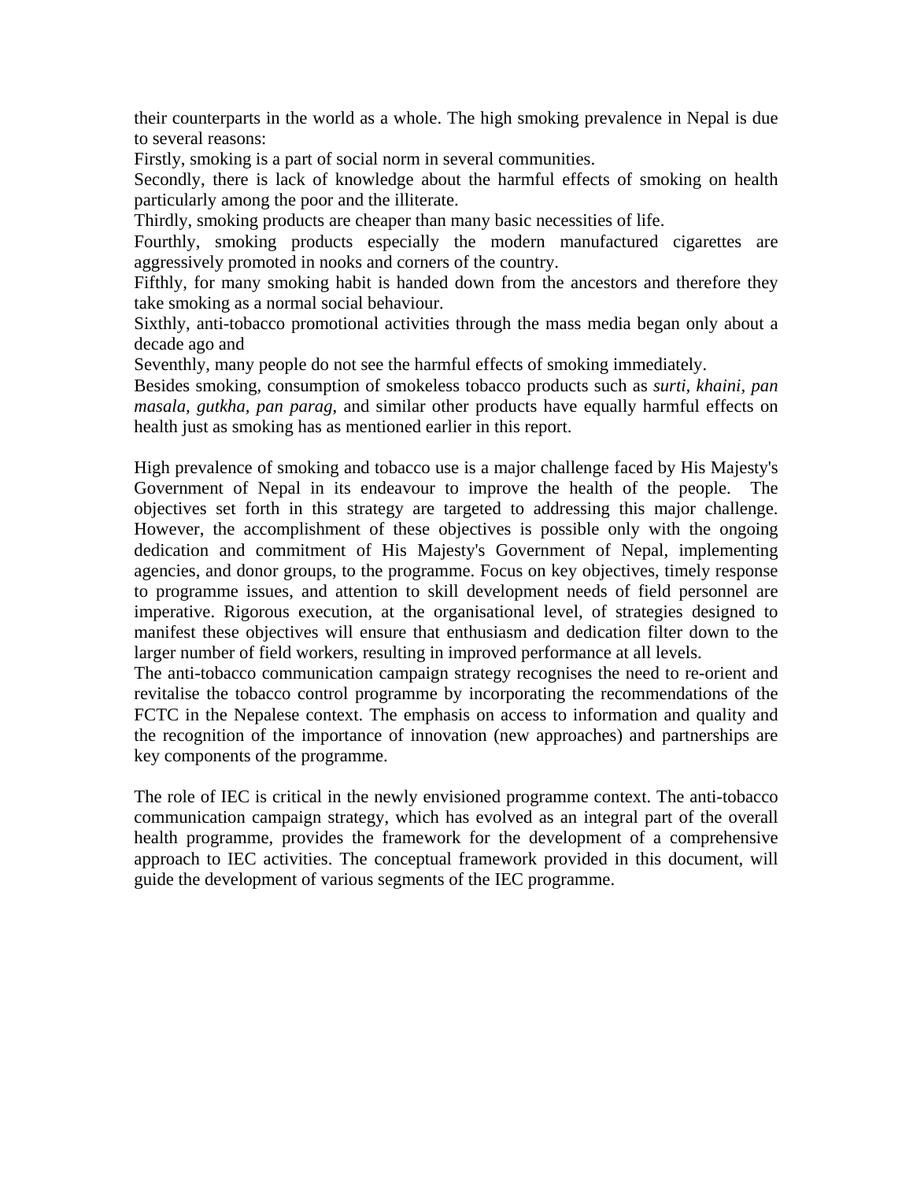their counterparts in the world as a whole. The high smoking prevalence in Nepal is due to several reasons:

Firstly, smoking is a part of social norm in several communities.

Secondly, there is lack of knowledge about the harmful effects of smoking on health particularly among the poor and the illiterate.

Thirdly, smoking products are cheaper than many basic necessities of life.

Fourthly, smoking products especially the modern manufactured cigarettes are aggressively promoted in nooks and corners of the country.

Fifthly, for many smoking habit is handed down from the ancestors and therefore they take smoking as a normal social behaviour.

Sixthly, anti-tobacco promotional activities through the mass media began only about a decade ago and

Seventhly, many people do not see the harmful effects of smoking immediately.

Besides smoking, consumption of smokeless tobacco products such as *surti*, *khaini*, *pan masala*, *gutkha*, *pan parag*, and similar other products have equally harmful effects on health just as smoking has as mentioned earlier in this report.

High prevalence of smoking and tobacco use is a major challenge faced by His Majesty's Government of Nepal in its endeavour to improve the health of the people. The objectives set forth in this strategy are targeted to addressing this major challenge. However, the accomplishment of these objectives is possible only with the ongoing dedication and commitment of His Majesty's Government of Nepal, implementing agencies, and donor groups, to the programme. Focus on key objectives, timely response to programme issues, and attention to skill development needs of field personnel are imperative. Rigorous execution, at the organisational level, of strategies designed to manifest these objectives will ensure that enthusiasm and dedication filter down to the larger number of field workers, resulting in improved performance at all levels.

The anti-tobacco communication campaign strategy recognises the need to re-orient and revitalise the tobacco control programme by incorporating the recommendations of the FCTC in the Nepalese context. The emphasis on access to information and quality and the recognition of the importance of innovation (new approaches) and partnerships are key components of the programme.

The role of IEC is critical in the newly envisioned programme context. The anti-tobacco communication campaign strategy, which has evolved as an integral part of the overall health programme, provides the framework for the development of a comprehensive approach to IEC activities. The conceptual framework provided in this document, will guide the development of various segments of the IEC programme.